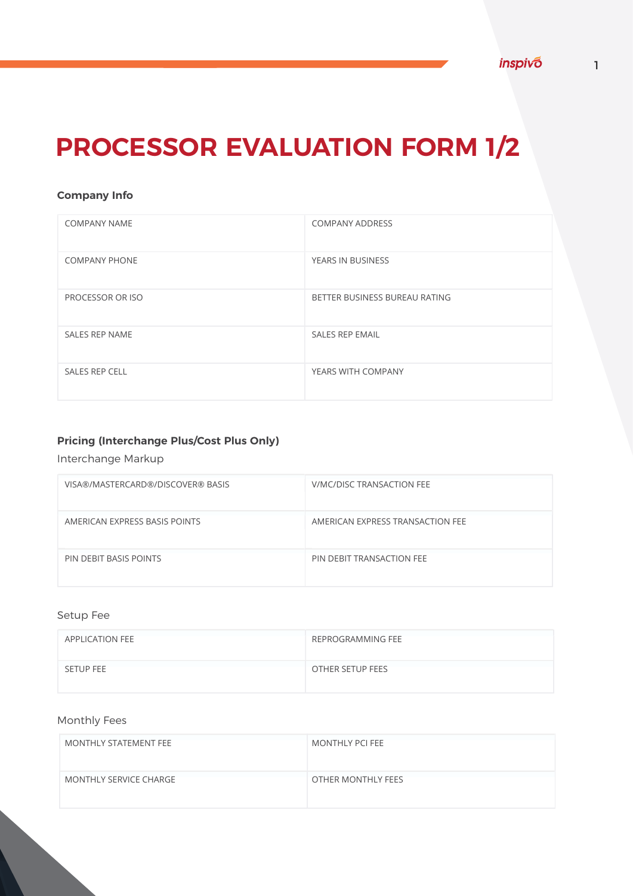# PROCESSOR EVALUATION FORM 1/2

### Company Info

| COMPANY NAME | COMPANY ADDRESS |
|---|---|
| COMPANY PHONE | YEARS IN BUSINESS |
| PROCESSOR OR ISO | BETTER BUSINESS BUREAU RATING |
| SALES REP NAME | SALES REP EMAIL |
| SALES REP CELL | YEARS WITH COMPANY |

### Pricing (Interchange Plus/Cost Plus Only)

Interchange Markup

| VISA®/MASTERCARD®/DISCOVER® BASIS | V/MC/DISC TRANSACTION FEE |
|---|---|
| AMERICAN EXPRESS BASIS POINTS | AMERICAN EXPRESS TRANSACTION FEE |
| PIN DEBIT BASIS POINTS | PIN DEBIT TRANSACTION FEE |

Setup Fee

| APPLICATION FEE | REPROGRAMMING FEE |
|---|---|
| SETUP FEE | OTHER SETUP FEES |

Monthly Fees

| MONTHLY STATEMENT FEE | MONTHLY PCI FEE |
|---|---|
| MONTHLY SERVICE CHARGE | OTHER MONTHLY FEES |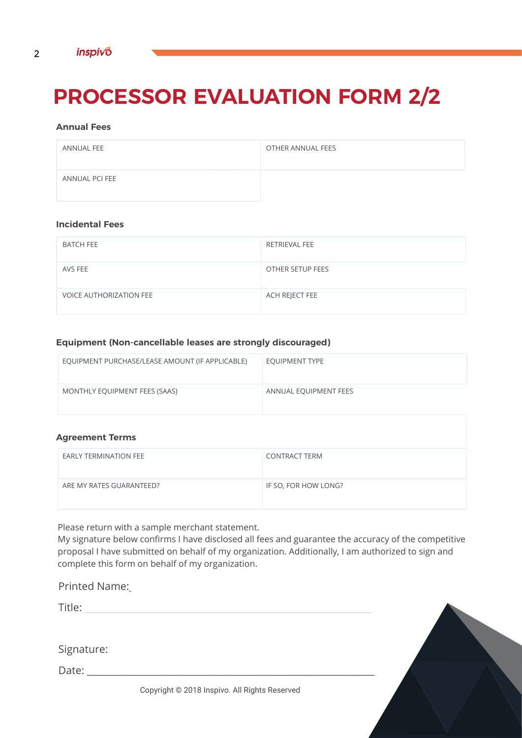# PROCESSOR EVALUATION FORM 2/2

**Annual Fees**

| | |
|---|---|
| ANNUAL FEE | OTHER ANNUAL FEES |
| ANNUAL PCI FEE | |

**Incidental Fees**

| | |
|---|---|
| BATCH FEE | RETRIEVAL FEE |
| AVS FEE | OTHER SETUP FEES |
| VOICE AUTHORIZATION FEE | ACH REJECT FEE |

**Equipment (Non-cancellable leases are strongly discouraged)**

| | |
|---|---|
| EQUIPMENT PURCHASE/LEASE AMOUNT (IF APPLICABLE) | EQUIPMENT TYPE |
| MONTHLY EQUIPMENT FEES (SAAS) | ANNUAL EQUIPMENT FEES |

**Agreement Terms**

| | |
|---|---|
| EARLY TERMINATION FEE | CONTRACT TERM |
| ARE MY RATES GUARANTEED? | IF SO, FOR HOW LONG? |

Please return with a sample merchant statement.
My signature below confirms I have disclosed all fees and guarantee the accuracy of the competitive proposal I have submitted on behalf of my organization. Additionally, I am authorized to sign and complete this form on behalf of my organization.

Printed Name:

Title: ______________________________

Signature:

Date: ______________________________

Copyright © 2018 Inspivo. All Rights Reserved